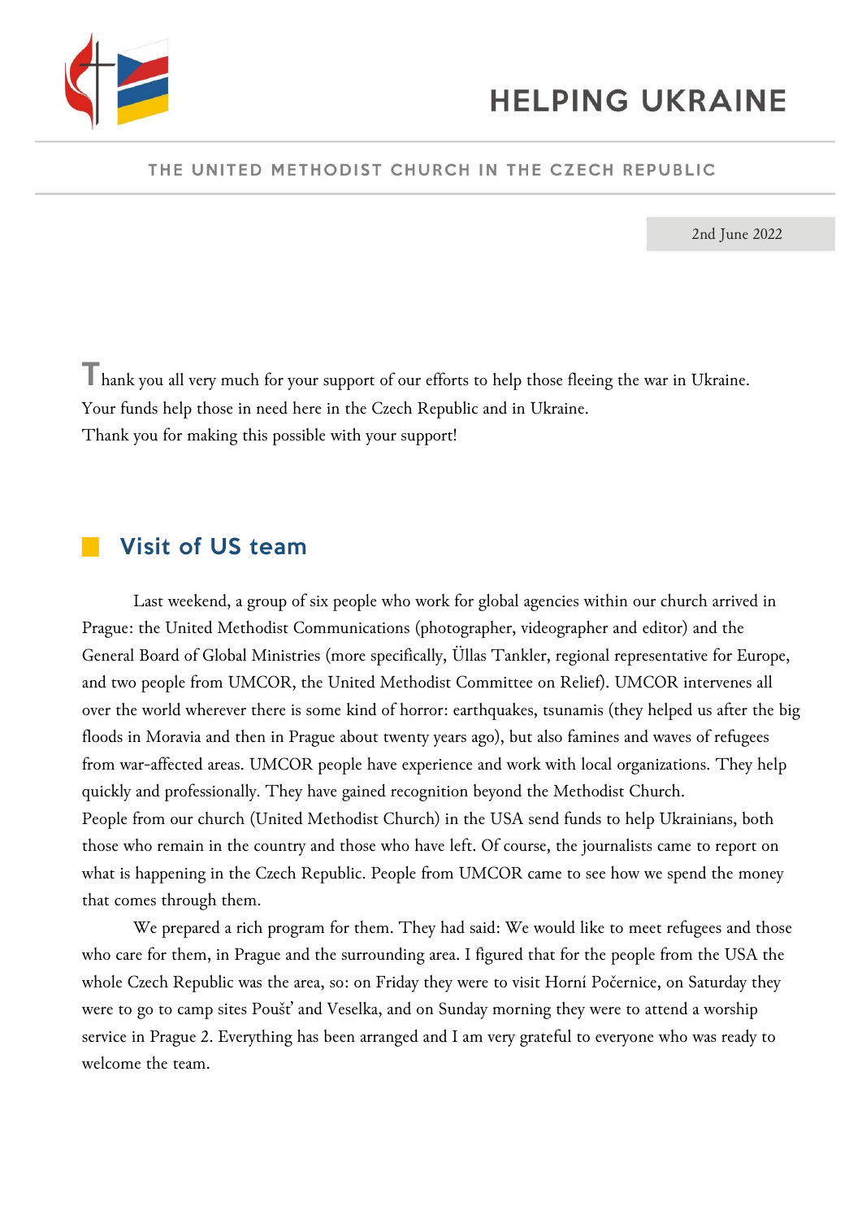# HELPING UKRAINE

THE UNITED METHODIST CHURCH IN THE CZECH REPUBLIC

2nd June 2022

Thank you all very much for your support of our efforts to help those fleeing the war in Ukraine. Your funds help those in need here in the Czech Republic and in Ukraine.
Thank you for making this possible with your support!

## Visit of US team

Last weekend, a group of six people who work for global agencies within our church arrived in Prague: the United Methodist Communications (photographer, videographer and editor) and the General Board of Global Ministries (more specifically, Üllas Tankler, regional representative for Europe, and two people from UMCOR, the United Methodist Committee on Relief). UMCOR intervenes all over the world wherever there is some kind of horror: earthquakes, tsunamis (they helped us after the big floods in Moravia and then in Prague about twenty years ago), but also famines and waves of refugees from war-affected areas. UMCOR people have experience and work with local organizations. They help quickly and professionally. They have gained recognition beyond the Methodist Church.
People from our church (United Methodist Church) in the USA send funds to help Ukrainians, both those who remain in the country and those who have left. Of course, the journalists came to report on what is happening in the Czech Republic. People from UMCOR came to see how we spend the money that comes through them.

We prepared a rich program for them. They had said: We would like to meet refugees and those who care for them, in Prague and the surrounding area. I figured that for the people from the USA the whole Czech Republic was the area, so: on Friday they were to visit Horní Počernice, on Saturday they were to go to camp sites Poušť and Veselka, and on Sunday morning they were to attend a worship service in Prague 2. Everything has been arranged and I am very grateful to everyone who was ready to welcome the team.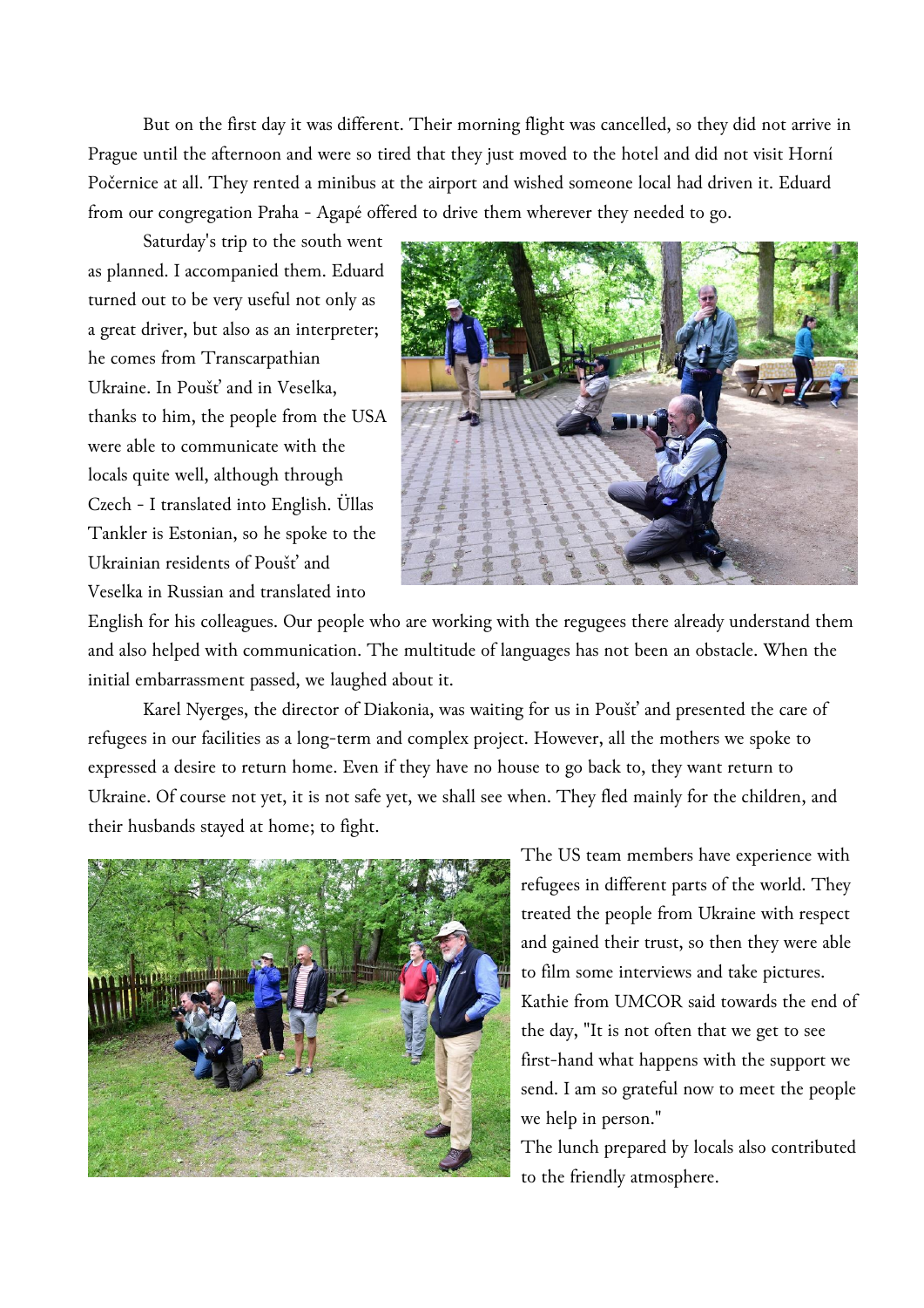But on the first day it was different. Their morning flight was cancelled, so they did not arrive in Prague until the afternoon and were so tired that they just moved to the hotel and did not visit Horní Počernice at all. They rented a minibus at the airport and wished someone local had driven it. Eduard from our congregation Praha - Agapé offered to drive them wherever they needed to go.

Saturday's trip to the south went as planned. I accompanied them. Eduard turned out to be very useful not only as a great driver, but also as an interpreter; he comes from Transcarpathian Ukraine. In Poušť and in Veselka, thanks to him, the people from the USA were able to communicate with the locals quite well, although through Czech - I translated into English. Üllas Tankler is Estonian, so he spoke to the Ukrainian residents of Poušť and Veselka in Russian and translated into English for his colleagues. Our people who are working with the regugees there already understand them and also helped with communication. The multitude of languages has not been an obstacle. When the initial embarrassment passed, we laughed about it.

Karel Nyerges, the director of Diakonia, was waiting for us in Poušť and presented the care of refugees in our facilities as a long-term and complex project. However, all the mothers we spoke to expressed a desire to return home. Even if they have no house to go back to, they want return to Ukraine. Of course not yet, it is not safe yet, we shall see when. They fled mainly for the children, and their husbands stayed at home; to fight.

The US team members have experience with refugees in different parts of the world. They treated the people from Ukraine with respect and gained their trust, so then they were able to film some interviews and take pictures. Kathie from UMCOR said towards the end of the day, "It is not often that we get to see first-hand what happens with the support we send. I am so grateful now to meet the people we help in person."

The lunch prepared by locals also contributed to the friendly atmosphere.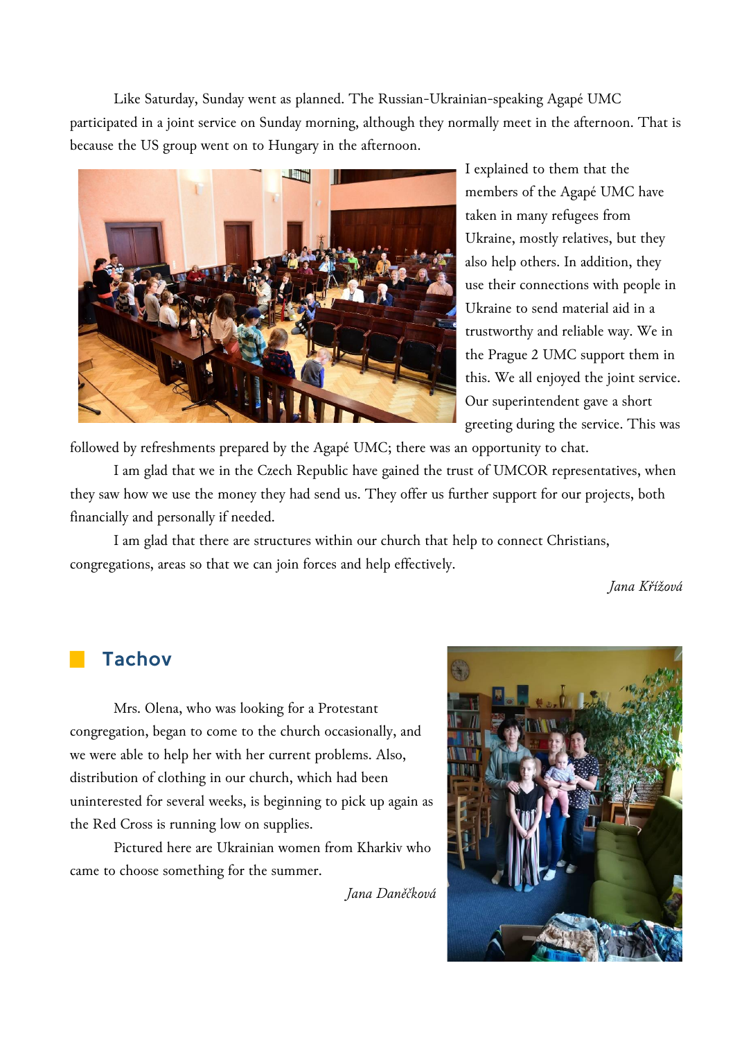Like Saturday, Sunday went as planned. The Russian-Ukrainian-speaking Agapé UMC participated in a joint service on Sunday morning, although they normally meet in the afternoon. That is because the US group went on to Hungary in the afternoon.

I explained to them that the members of the Agapé UMC have taken in many refugees from Ukraine, mostly relatives, but they also help others. In addition, they use their connections with people in Ukraine to send material aid in a trustworthy and reliable way. We in the Prague 2 UMC support them in this. We all enjoyed the joint service. Our superintendent gave a short greeting during the service. This was followed by refreshments prepared by the Agapé UMC; there was an opportunity to chat.

I am glad that we in the Czech Republic have gained the trust of UMCOR representatives, when they saw how we use the money they had send us. They offer us further support for our projects, both financially and personally if needed.

I am glad that there are structures within our church that help to connect Christians, congregations, areas so that we can join forces and help effectively.

*Jana Křížová*

## Tachov

Mrs. Olena, who was looking for a Protestant congregation, began to come to the church occasionally, and we were able to help her with her current problems. Also, distribution of clothing in our church, which had been uninterested for several weeks, is beginning to pick up again as the Red Cross is running low on supplies.

Pictured here are Ukrainian women from Kharkiv who came to choose something for the summer.

*Jana Daněčková*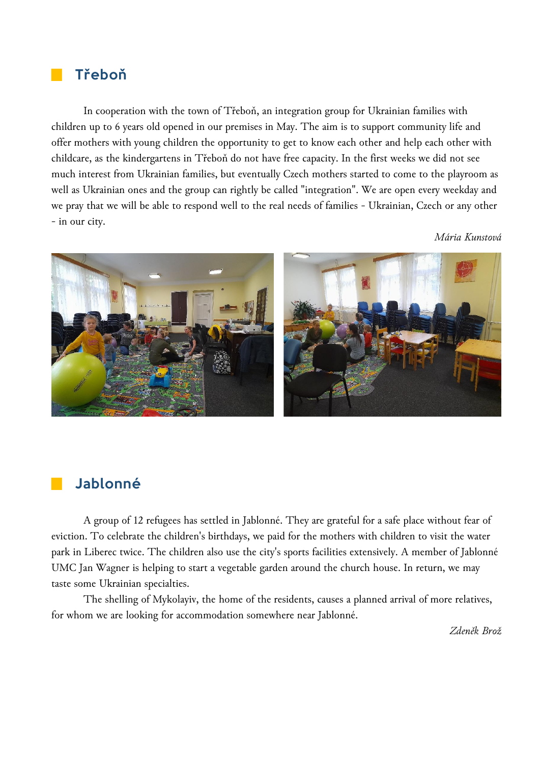## Třeboň

In cooperation with the town of Třeboň, an integration group for Ukrainian families with children up to 6 years old opened in our premises in May. The aim is to support community life and offer mothers with young children the opportunity to get to know each other and help each other with childcare, as the kindergartens in Třeboň do not have free capacity. In the first weeks we did not see much interest from Ukrainian families, but eventually Czech mothers started to come to the playroom as well as Ukrainian ones and the group can rightly be called "integration". We are open every weekday and we pray that we will be able to respond well to the real needs of families - Ukrainian, Czech or any other - in our city.

*Mária Kunstová*

## Jablonné

A group of 12 refugees has settled in Jablonné. They are grateful for a safe place without fear of eviction. To celebrate the children's birthdays, we paid for the mothers with children to visit the water park in Liberec twice. The children also use the city's sports facilities extensively. A member of Jablonné UMC Jan Wagner is helping to start a vegetable garden around the church house. In return, we may taste some Ukrainian specialties.

The shelling of Mykolayiv, the home of the residents, causes a planned arrival of more relatives, for whom we are looking for accommodation somewhere near Jablonné.

*Zdeněk Brož*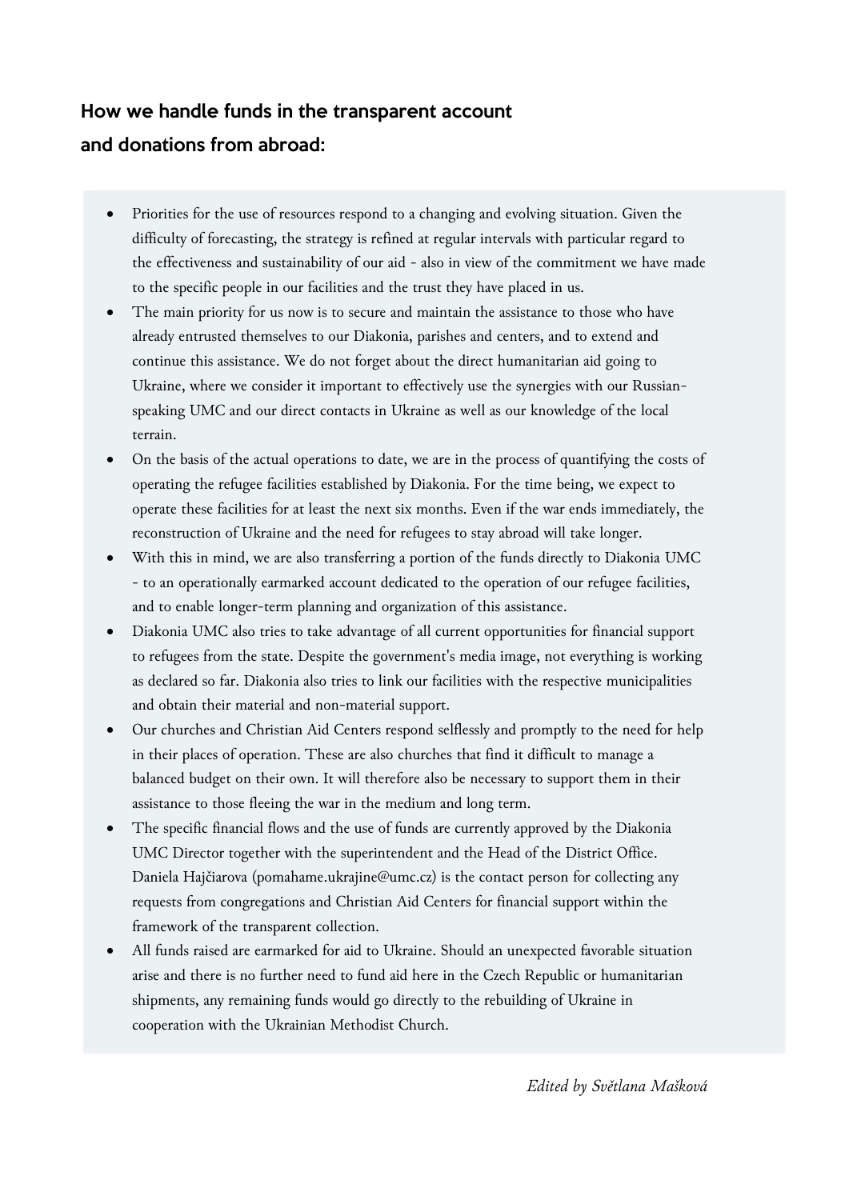## How we handle funds in the transparent account and donations from abroad:

- Priorities for the use of resources respond to a changing and evolving situation. Given the difficulty of forecasting, the strategy is refined at regular intervals with particular regard to the effectiveness and sustainability of our aid - also in view of the commitment we have made to the specific people in our facilities and the trust they have placed in us.
- The main priority for us now is to secure and maintain the assistance to those who have already entrusted themselves to our Diakonia, parishes and centers, and to extend and continue this assistance. We do not forget about the direct humanitarian aid going to Ukraine, where we consider it important to effectively use the synergies with our Russian-speaking UMC and our direct contacts in Ukraine as well as our knowledge of the local terrain.
- On the basis of the actual operations to date, we are in the process of quantifying the costs of operating the refugee facilities established by Diakonia. For the time being, we expect to operate these facilities for at least the next six months. Even if the war ends immediately, the reconstruction of Ukraine and the need for refugees to stay abroad will take longer.
- With this in mind, we are also transferring a portion of the funds directly to Diakonia UMC - to an operationally earmarked account dedicated to the operation of our refugee facilities, and to enable longer-term planning and organization of this assistance.
- Diakonia UMC also tries to take advantage of all current opportunities for financial support to refugees from the state. Despite the government's media image, not everything is working as declared so far. Diakonia also tries to link our facilities with the respective municipalities and obtain their material and non-material support.
- Our churches and Christian Aid Centers respond selflessly and promptly to the need for help in their places of operation. These are also churches that find it difficult to manage a balanced budget on their own. It will therefore also be necessary to support them in their assistance to those fleeing the war in the medium and long term.
- The specific financial flows and the use of funds are currently approved by the Diakonia UMC Director together with the superintendent and the Head of the District Office. Daniela Hajčiarova (pomahame.ukrajine@umc.cz) is the contact person for collecting any requests from congregations and Christian Aid Centers for financial support within the framework of the transparent collection.
- All funds raised are earmarked for aid to Ukraine. Should an unexpected favorable situation arise and there is no further need to fund aid here in the Czech Republic or humanitarian shipments, any remaining funds would go directly to the rebuilding of Ukraine in cooperation with the Ukrainian Methodist Church.

*Edited by Světlana Mašková*